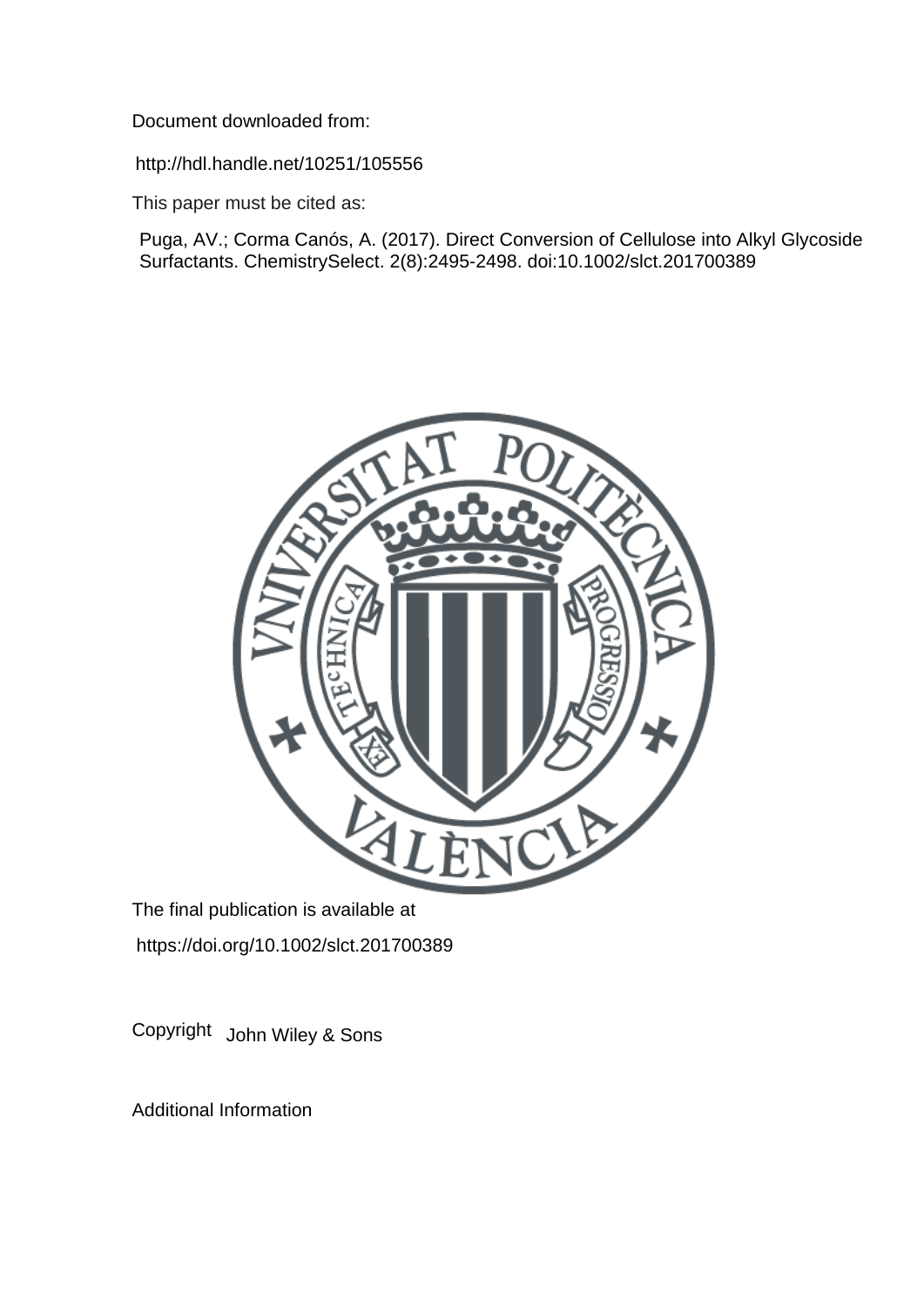Document downloaded from:

http://hdl.handle.net/10251/105556

This paper must be cited as:

Puga, AV.; Corma Canós, A. (2017). Direct Conversion of Cellulose into Alkyl Glycoside Surfactants. ChemistrySelect. 2(8):2495-2498. doi:10.1002/slct.201700389

The final publication is available at

https://doi.org/10.1002/slct.201700389

Copyright John Wiley & Sons

Additional Information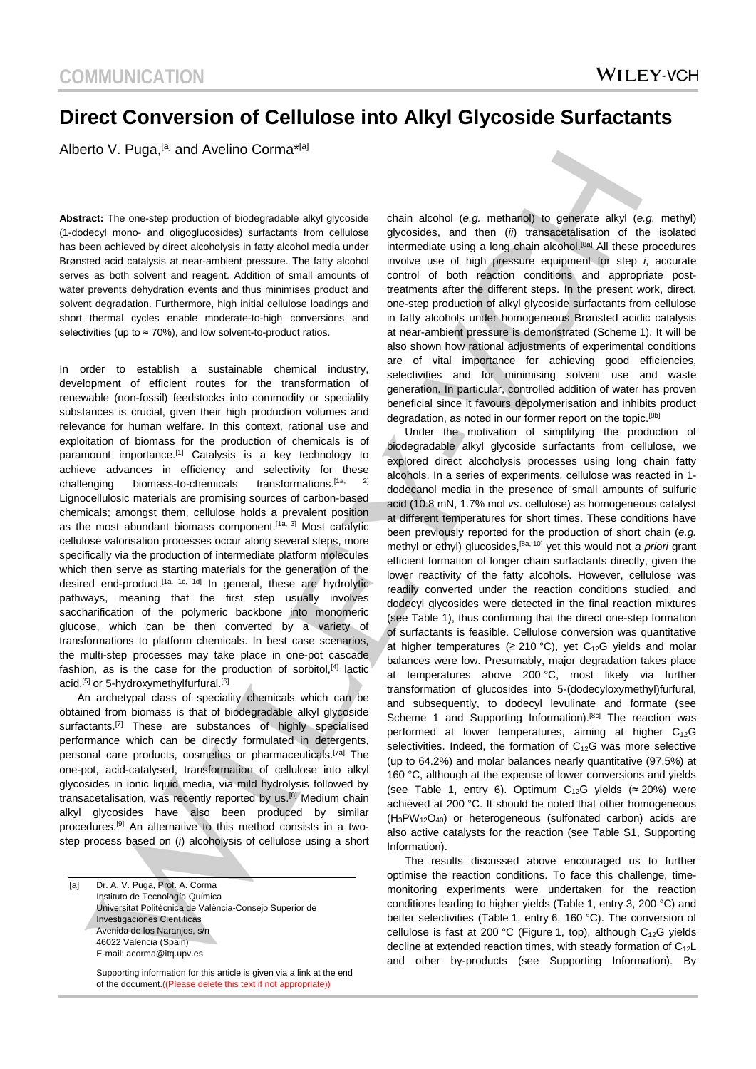# Direct Conversion of Cellulose into Alkyl Glycoside Surfactants

Alberto V. Puga,[a] and Avelino Corma*[a]

**Abstract:** The one-step production of biodegradable alkyl glycoside (1-dodecyl mono- and oligoglucosides) surfactants from cellulose has been achieved by direct alcoholysis in fatty alcohol media under Brønsted acid catalysis at near-ambient pressure. The fatty alcohol serves as both solvent and reagent. Addition of small amounts of water prevents dehydration events and thus minimises product and solvent degradation. Furthermore, high initial cellulose loadings and short thermal cycles enable moderate-to-high conversions and selectivities (up to ≈ 70%), and low solvent-to-product ratios.

In order to establish a sustainable chemical industry, development of efficient routes for the transformation of renewable (non-fossil) feedstocks into commodity or speciality substances is crucial, given their high production volumes and relevance for human welfare. In this context, rational use and exploitation of biomass for the production of chemicals is of paramount importance.[1] Catalysis is a key technology to achieve advances in efficiency and selectivity for these challenging biomass-to-chemicals transformations.[1a, 2] Lignocellulosic materials are promising sources of carbon-based chemicals; amongst them, cellulose holds a prevalent position as the most abundant biomass component.[1a, 3] Most catalytic cellulose valorisation processes occur along several steps, more specifically via the production of intermediate platform molecules which then serve as starting materials for the generation of the desired end-product.[1a, 1c, 1d] In general, these are hydrolytic pathways, meaning that the first step usually involves saccharification of the polymeric backbone into monomeric glucose, which can be then converted by a variety of transformations to platform chemicals. In best case scenarios, the multi-step processes may take place in one-pot cascade fashion, as is the case for the production of sorbitol,[4] lactic acid,[5] or 5-hydroxymethylfurfural.[6]

An archetypal class of speciality chemicals which can be obtained from biomass is that of biodegradable alkyl glycoside surfactants.[7] These are substances of highly specialised performance which can be directly formulated in detergents, personal care products, cosmetics or pharmaceuticals.[7a] The one-pot, acid-catalysed, transformation of cellulose into alkyl glycosides in ionic liquid media, via mild hydrolysis followed by transacetalisation, was recently reported by us.[8] Medium chain alkyl glycosides have also been produced by similar procedures.[9] An alternative to this method consists in a two-step process based on (*i*) alcoholysis of cellulose using a short chain alcohol (*e.g.* methanol) to generate alkyl (*e.g.* methyl) glycosides, and then (*ii*) transacetalisation of the isolated intermediate using a long chain alcohol.[8a] All these procedures involve use of high pressure equipment for step *i*, accurate control of both reaction conditions and appropriate post-treatments after the different steps. In the present work, direct, one-step production of alkyl glycoside surfactants from cellulose in fatty alcohols under homogeneous Brønsted acidic catalysis at near-ambient pressure is demonstrated (Scheme 1). It will be also shown how rational adjustments of experimental conditions are of vital importance for achieving good efficiencies, selectivities and for minimising solvent use and waste generation. In particular, controlled addition of water has proven beneficial since it favours depolymerisation and inhibits product degradation, as noted in our former report on the topic.[8b]

Under the motivation of simplifying the production of biodegradable alkyl glycoside surfactants from cellulose, we explored direct alcoholysis processes using long chain fatty alcohols. In a series of experiments, cellulose was reacted in 1-dodecanol media in the presence of small amounts of sulfuric acid (10.8 mN, 1.7% mol *vs*. cellulose) as homogeneous catalyst at different temperatures for short times. These conditions have been previously reported for the production of short chain (*e.g.* methyl or ethyl) glucosides,[8a, 10] yet this would not *a priori* grant efficient formation of longer chain surfactants directly, given the lower reactivity of the fatty alcohols. However, cellulose was readily converted under the reaction conditions studied, and dodecyl glycosides were detected in the final reaction mixtures (see Table 1), thus confirming that the direct one-step formation of surfactants is feasible. Cellulose conversion was quantitative at higher temperatures (≥ 210 °C), yet $C_{12}G$ yields and molar balances were low. Presumably, major degradation takes place at temperatures above 200 °C, most likely via further transformation of glucosides into 5-(dodecyloxymethyl)furfural, and subsequently, to dodecyl levulinate and formate (see Scheme 1 and Supporting Information).[8c] The reaction was performed at lower temperatures, aiming at higher $C_{12}G$ selectivities. Indeed, the formation of $C_{12}G$ was more selective (up to 64.2%) and molar balances nearly quantitative (97.5%) at 160 °C, although at the expense of lower conversions and yields (see Table 1, entry 6). Optimum $C_{12}G$ yields (≈ 20%) were achieved at 200 °C. It should be noted that other homogeneous ($H_3PW_{12}O_{40}$) or heterogeneous (sulfonated carbon) acids are also active catalysts for the reaction (see Table S1, Supporting Information).

The results discussed above encouraged us to further optimise the reaction conditions. To face this challenge, time-monitoring experiments were undertaken for the reaction conditions leading to higher yields (Table 1, entry 3, 200 °C) and better selectivities (Table 1, entry 6, 160 °C). The conversion of cellulose is fast at 200 °C (Figure 1, top), although $C_{12}G$ yields decline at extended reaction times, with steady formation of $C_{12}L$ and other by-products (see Supporting Information). By

[a] Dr. A. V. Puga, Prof. A. Corma
Instituto de Tecnología Química
Universitat Politècnica de València-Consejo Superior de Investigaciones Científicas
Avenida de los Naranjos, s/n
46022 Valencia (Spain)
E-mail: acorma@itq.upv.es

Supporting information for this article is given via a link at the end of the document.((Please delete this text if not appropriate))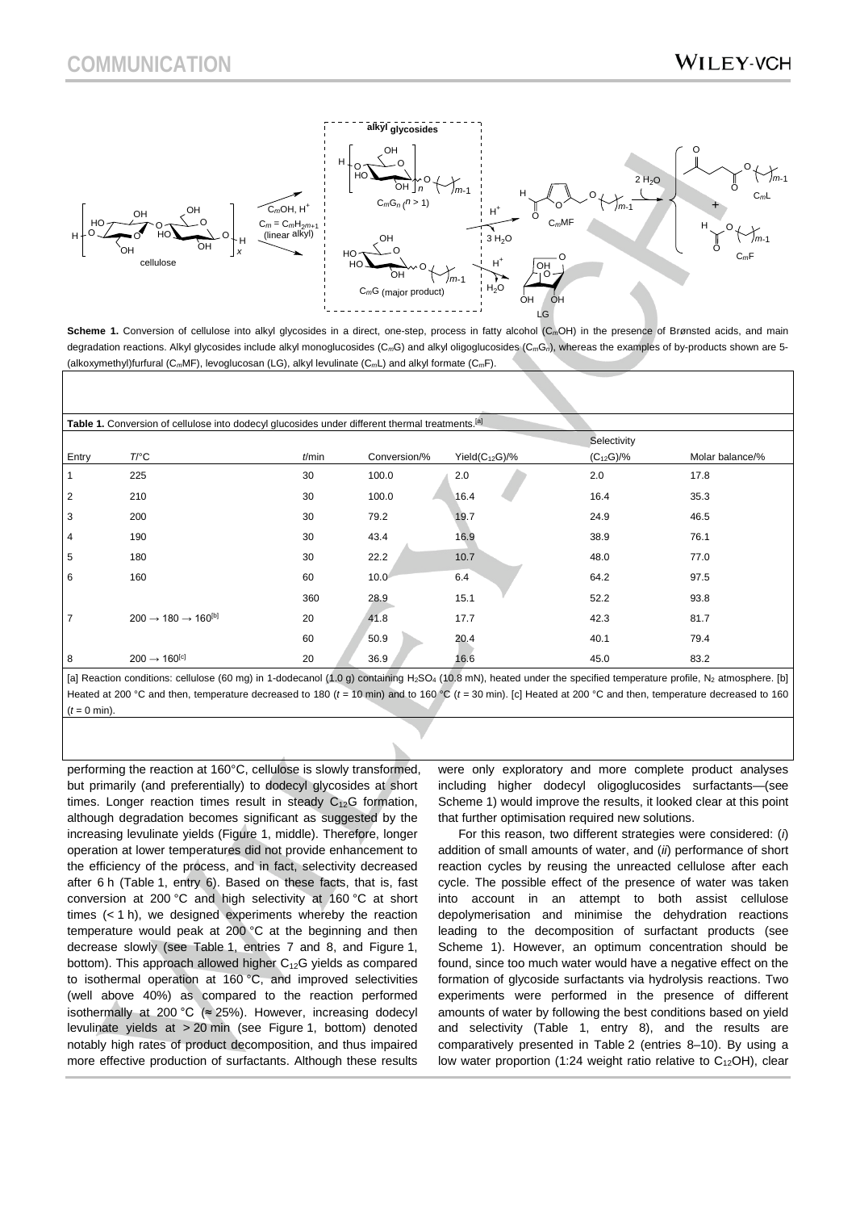**Scheme 1.** Conversion of cellulose into alkyl glycosides in a direct, one-step, process in fatty alcohol ($C_mOH$) in the presence of Brønsted acids, and main degradation reactions. Alkyl glycosides include alkyl monoglucosides ($C_mG$) and alkyl oligoglucosides ($C_mG_n$), whereas the examples of by-products shown are 5-(alkoxymethyl)furfural ($C_mMF$), levoglucosan (LG), alkyl levulinate ($C_mL$) and alkyl formate ($C_mF$).

**Table 1.** Conversion of cellulose into dodecyl glucosides under different thermal treatments.[a]

| Entry | $T$/°C | $t$/min | Conversion/% | Yield($C_{12}G$)/% | Selectivity ($C_{12}G$)/% | Molar balance/% |
|---|---|---|---|---|---|---|
| 1 | 225 | 30 | 100.0 | 2.0 | 2.0 | 17.8 |
| 2 | 210 | 30 | 100.0 | 16.4 | 16.4 | 35.3 |
| 3 | 200 | 30 | 79.2 | 19.7 | 24.9 | 46.5 |
| 4 | 190 | 30 | 43.4 | 16.9 | 38.9 | 76.1 |
| 5 | 180 | 30 | 22.2 | 10.7 | 48.0 | 77.0 |
| 6 | 160 | 60 | 10.0 | 6.4 | 64.2 | 97.5 |
| | | 360 | 28.9 | 15.1 | 52.2 | 93.8 |
| 7 | 200 → 180 → 160[b] | 20 | 41.8 | 17.7 | 42.3 | 81.7 |
| | | 60 | 50.9 | 20.4 | 40.1 | 79.4 |
| 8 | 200 → 160[c] | 20 | 36.9 | 16.6 | 45.0 | 83.2 |

[a] Reaction conditions: cellulose (60 mg) in 1-dodecanol (1.0 g) containing $H_2SO_4$ (10.8 mN), heated under the specified temperature profile, $N_2$ atmosphere. [b] Heated at 200 °C and then, temperature decreased to 180 ($t$ = 10 min) and to 160 °C ($t$ = 30 min). [c] Heated at 200 °C and then, temperature decreased to 160 ($t$ = 0 min).

performing the reaction at 160°C, cellulose is slowly transformed, but primarily (and preferentially) to dodecyl glycosides at short times. Longer reaction times result in steady $C_{12}G$ formation, although degradation becomes significant as suggested by the increasing levulinate yields (Figure 1, middle). Therefore, longer operation at lower temperatures did not provide enhancement to the efficiency of the process, and in fact, selectivity decreased after 6 h (Table 1, entry 6). Based on these facts, that is, fast conversion at 200 °C and high selectivity at 160 °C at short times (< 1 h), we designed experiments whereby the reaction temperature would peak at 200 °C at the beginning and then decrease slowly (see Table 1, entries 7 and 8, and Figure 1, bottom). This approach allowed higher $C_{12}G$ yields as compared to isothermal operation at 160 °C, and improved selectivities (well above 40%) as compared to the reaction performed isothermally at 200 °C (≈ 25%). However, increasing dodecyl levulinate yields at > 20 min (see Figure 1, bottom) denoted notably high rates of product decomposition, and thus impaired more effective production of surfactants. Although these results were only exploratory and more complete product analyses including higher dodecyl oligoglucosides surfactants—(see Scheme 1) would improve the results, it looked clear at this point that further optimisation required new solutions.

For this reason, two different strategies were considered: (*i*) addition of small amounts of water, and (*ii*) performance of short reaction cycles by reusing the unreacted cellulose after each cycle. The possible effect of the presence of water was taken into account in an attempt to both assist cellulose depolymerisation and minimise the dehydration reactions leading to the decomposition of surfactant products (see Scheme 1). However, an optimum concentration should be found, since too much water would have a negative effect on the formation of glycoside surfactants via hydrolysis reactions. Two experiments were performed in the presence of different amounts of water by following the best conditions based on yield and selectivity (Table 1, entry 8), and the results are comparatively presented in Table 2 (entries 8–10). By using a low water proportion (1:24 weight ratio relative to $C_{12}OH$), clear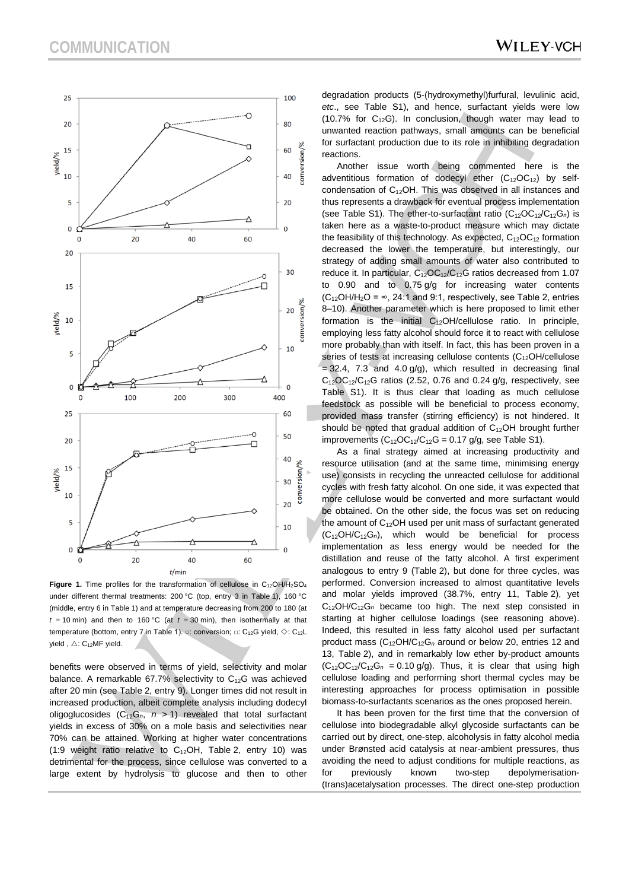**Figure 1.** Time profiles for the transformation of cellulose in $C_{12}OH/H_2SO_4$ under different thermal treatments: 200 °C (top, entry 3 in Table 1), 160 °C (middle, entry 6 in Table 1) and at temperature decreasing from 200 to 180 (at $t$ = 10 min) and then to 160 °C (at $t$ = 30 min), then isothermally at that temperature (bottom, entry 7 in Table 1). ○: conversion; □: $C_{12}G$ yield, ◇: $C_{12}L$ yield , △: $C_{12}MF$ yield.

benefits were observed in terms of yield, selectivity and molar balance. A remarkable 67.7% selectivity to $C_{12}G$ was achieved after 20 min (see Table 2, entry 9). Longer times did not result in increased production, albeit complete analysis including dodecyl oligoglucosides ($C_{12}G_n$, $n$ > 1) revealed that total surfactant yields in excess of 30% on a mole basis and selectivities near 70% can be attained. Working at higher water concentrations (1:9 weight ratio relative to $C_{12}OH$, Table 2, entry 10) was detrimental for the process, since cellulose was converted to a large extent by hydrolysis to glucose and then to other degradation products (5-(hydroxymethyl)furfural, levulinic acid, *etc*., see Table S1), and hence, surfactant yields were low (10.7% for $C_{12}G$). In conclusion, though water may lead to unwanted reaction pathways, small amounts can be beneficial for surfactant production due to its role in inhibiting degradation reactions.

Another issue worth being commented here is the adventitious formation of dodecyl ether ($C_{12}OC_{12}$) by self-condensation of $C_{12}OH$. This was observed in all instances and thus represents a drawback for eventual process implementation (see Table S1). The ether-to-surfactant ratio ($C_{12}OC_{12}/C_{12}G_n$) is taken here as a waste-to-product measure which may dictate the feasibility of this technology. As expected, $C_{12}OC_{12}$ formation decreased the lower the temperature, but interestingly, our strategy of adding small amounts of water also contributed to reduce it. In particular, $C_{12}OC_{12}/C_{12}G$ ratios decreased from 1.07 to 0.90 and to 0.75 g/g for increasing water contents ($C_{12}OH/H_2O$ = ∞, 24:1 and 9:1, respectively, see Table 2, entries 8–10). Another parameter which is here proposed to limit ether formation is the initial $C_{12}OH$/cellulose ratio. In principle, employing less fatty alcohol should force it to react with cellulose more probably than with itself. In fact, this has been proven in a series of tests at increasing cellulose contents ($C_{12}OH$/cellulose = 32.4, 7.3 and 4.0 g/g), which resulted in decreasing final $C_{12}OC_{12}/C_{12}G$ ratios (2.52, 0.76 and 0.24 g/g, respectively, see Table S1). It is thus clear that loading as much cellulose feedstock as possible will be beneficial to process economy, provided mass transfer (stirring efficiency) is not hindered. It should be noted that gradual addition of $C_{12}OH$ brought further improvements ($C_{12}OC_{12}/C_{12}G$ = 0.17 g/g, see Table S1).

As a final strategy aimed at increasing productivity and resource utilisation (and at the same time, minimising energy use) consists in recycling the unreacted cellulose for additional cycles with fresh fatty alcohol. On one side, it was expected that more cellulose would be converted and more surfactant would be obtained. On the other side, the focus was set on reducing the amount of $C_{12}OH$ used per unit mass of surfactant generated ($C_{12}OH/C_{12}G_n$), which would be beneficial for process implementation as less energy would be needed for the distillation and reuse of the fatty alcohol. A first experiment analogous to entry 9 (Table 2), but done for three cycles, was performed. Conversion increased to almost quantitative levels and molar yields improved (38.7%, entry 11, Table 2), yet $C_{12}OH/C_{12}G_n$ became too high. The next step consisted in starting at higher cellulose loadings (see reasoning above). Indeed, this resulted in less fatty alcohol used per surfactant product mass ($C_{12}OH/C_{12}G_n$ around or below 20, entries 12 and 13, Table 2), and in remarkably low ether by-product amounts ($C_{12}OC_{12}/C_{12}G_n$ = 0.10 g/g). Thus, it is clear that using high cellulose loading and performing short thermal cycles may be interesting approaches for process optimisation in possible biomass-to-surfactants scenarios as the ones proposed herein.

It has been proven for the first time that the conversion of cellulose into biodegradable alkyl glycoside surfactants can be carried out by direct, one-step, alcoholysis in fatty alcohol media under Brønsted acid catalysis at near-ambient pressures, thus avoiding the need to adjust conditions for multiple reactions, as for previously known two-step depolymerisation-(trans)acetalysation processes. The direct one-step production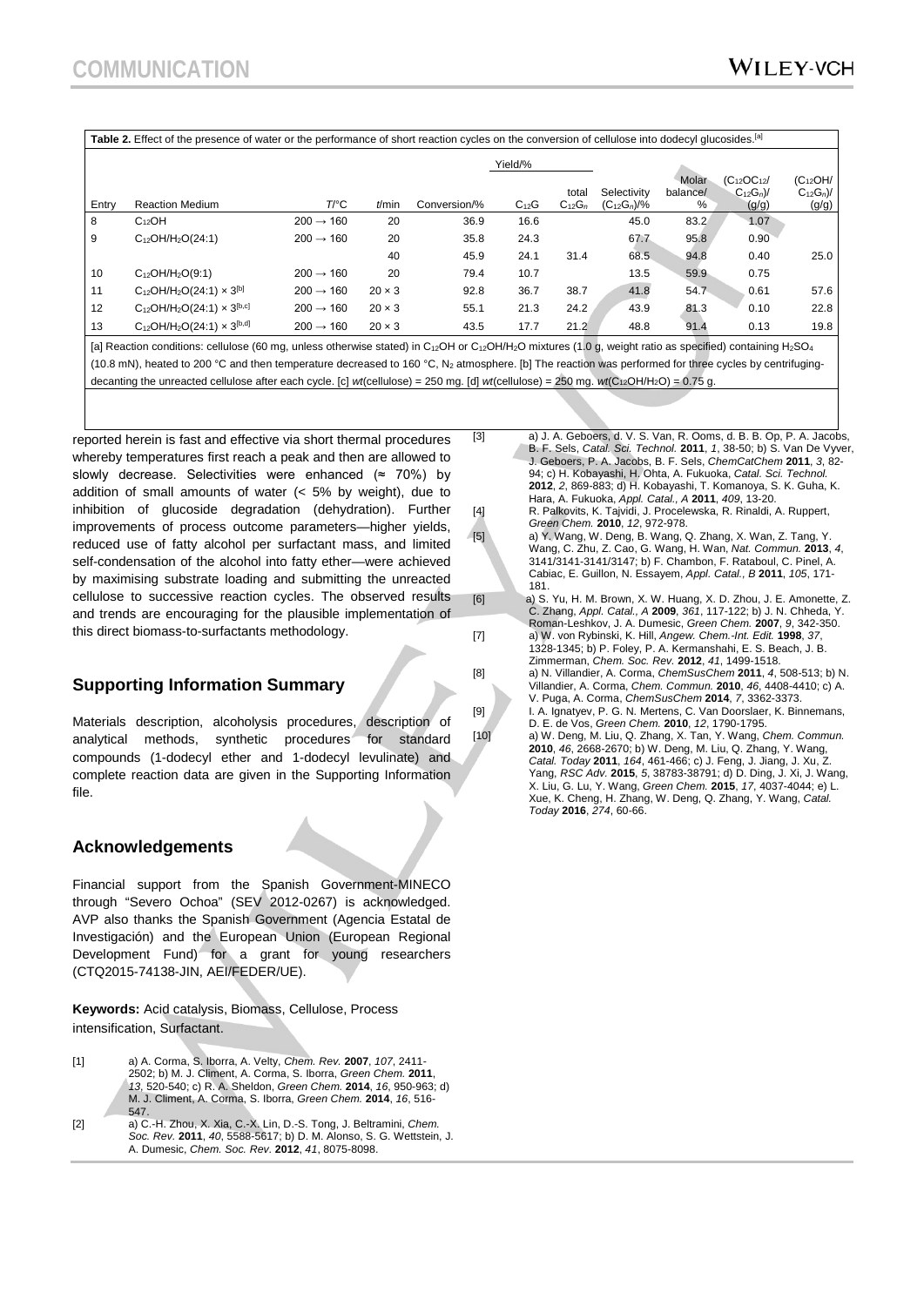**Table 2.** Effect of the presence of water or the performance of short reaction cycles on the conversion of cellulose into dodecyl glucosides.[a]

| Entry | Reaction Medium | $T$/°C | $t$/min | Conversion/% | Yield/% $C_{12}G$ | Yield/% total $C_{12}G_n$ | Selectivity ($C_{12}G_n$)/% | Molar balance/ % | ($C_{12}OC_{12}$/ $C_{12}G_n$)/ (g/g) | ($C_{12}OH$/ $C_{12}G_n$)/ (g/g) |
|---|---|---|---|---|---|---|---|---|---|---|
| 8 | $C_{12}OH$ | 200 → 160 | 20 | 36.9 | 16.6 | | 45.0 | 83.2 | 1.07 | |
| 9 | $C_{12}OH/H_2O(24:1)$ | 200 → 160 | 20 | 35.8 | 24.3 | | 67.7 | 95.8 | 0.90 | |
| | | | 40 | 45.9 | 24.1 | 31.4 | 68.5 | 94.8 | 0.40 | 25.0 |
| 10 | $C_{12}OH/H_2O(9:1)$ | 200 → 160 | 20 | 79.4 | 10.7 | | 13.5 | 59.9 | 0.75 | |
| 11 | $C_{12}OH/H_2O(24:1) \times 3$[b] | 200 → 160 | 20 × 3 | 92.8 | 36.7 | 38.7 | 41.8 | 54.7 | 0.61 | 57.6 |
| 12 | $C_{12}OH/H_2O(24:1) \times 3$[b,c] | 200 → 160 | 20 × 3 | 55.1 | 21.3 | 24.2 | 43.9 | 81.3 | 0.10 | 22.8 |
| 13 | $C_{12}OH/H_2O(24:1) \times 3$[b,d] | 200 → 160 | 20 × 3 | 43.5 | 17.7 | 21.2 | 48.8 | 91.4 | 0.13 | 19.8 |

[a] Reaction conditions: cellulose (60 mg, unless otherwise stated) in $C_{12}OH$ or $C_{12}OH/H_2O$ mixtures (1.0 g, weight ratio as specified) containing $H_2SO_4$ (10.8 mN), heated to 200 °C and then temperature decreased to 160 °C, $N_2$ atmosphere. [b] The reaction was performed for three cycles by centrifuging-decanting the unreacted cellulose after each cycle. [c] *wt*(cellulose) = 250 mg. [d] *wt*(cellulose) = 250 mg. *wt*($C_{12}OH/H_2O$) = 0.75 g.

reported herein is fast and effective via short thermal procedures whereby temperatures first reach a peak and then are allowed to slowly decrease. Selectivities were enhanced (≈ 70%) by addition of small amounts of water (< 5% by weight), due to inhibition of glucoside degradation (dehydration). Further improvements of process outcome parameters—higher yields, reduced use of fatty alcohol per surfactant mass, and limited self-condensation of the alcohol into fatty ether—were achieved by maximising substrate loading and submitting the unreacted cellulose to successive reaction cycles. The observed results and trends are encouraging for the plausible implementation of this direct biomass-to-surfactants methodology.

## Supporting Information Summary

Materials description, alcoholysis procedures, description of analytical methods, synthetic procedures for standard compounds (1-dodecyl ether and 1-dodecyl levulinate) and complete reaction data are given in the Supporting Information file.

## Acknowledgements

Financial support from the Spanish Government-MINECO through "Severo Ochoa" (SEV 2012-0267) is acknowledged. AVP also thanks the Spanish Government (Agencia Estatal de Investigación) and the European Union (European Regional Development Fund) for a grant for young researchers (CTQ2015-74138-JIN, AEI/FEDER/UE).

**Keywords:** Acid catalysis, Biomass, Cellulose, Process intensification, Surfactant.

[1] a) A. Corma, S. Iborra, A. Velty, *Chem. Rev.* **2007**, *107*, 2411-2502; b) M. J. Climent, A. Corma, S. Iborra, *Green Chem.* **2011**, *13*, 520-540; c) R. A. Sheldon, *Green Chem.* **2014**, *16*, 950-963; d) M. J. Climent, A. Corma, S. Iborra, *Green Chem.* **2014**, *16*, 516-547.

[2] a) C.-H. Zhou, X. Xia, C.-X. Lin, D.-S. Tong, J. Beltramini, *Chem. Soc. Rev.* **2011**, *40*, 5588-5617; b) D. M. Alonso, S. G. Wettstein, J. A. Dumesic, *Chem. Soc. Rev.* **2012**, *41*, 8075-8098.

[3] a) J. A. Geboers, d. V. S. Van, R. Ooms, d. B. B. Op, P. A. Jacobs, B. F. Sels, *Catal. Sci. Technol.* **2011**, *1*, 38-50; b) S. Van De Vyver, J. Geboers, P. A. Jacobs, B. F. Sels, *ChemCatChem* **2011**, *3*, 82-94; c) H. Kobayashi, H. Ohta, A. Fukuoka, *Catal. Sci. Technol.* **2012**, *2*, 869-883; d) H. Kobayashi, T. Komanoya, S. K. Guha, K. Hara, A. Fukuoka, *Appl. Catal., A* **2011**, *409*, 13-20.

[4] R. Palkovits, K. Tajvidi, J. Procelewska, R. Rinaldi, A. Ruppert, *Green Chem.* **2010**, *12*, 972-978.

[5] a) Y. Wang, W. Deng, B. Wang, Q. Zhang, X. Wan, Z. Tang, Y. Wang, C. Zhu, Z. Cao, G. Wang, H. Wan, *Nat. Commun.* **2013**, *4*, 3141/3141-3141/3147; b) F. Chambon, F. Rataboul, C. Pinel, A. Cabiac, E. Guillon, N. Essayem, *Appl. Catal., B* **2011**, *105*, 171-181.

[6] a) S. Yu, H. M. Brown, X. W. Huang, X. D. Zhou, J. E. Amonette, Z. C. Zhang, *Appl. Catal., A* **2009**, *361*, 117-122; b) J. N. Chheda, Y. Roman-Leshkov, J. A. Dumesic, *Green Chem.* **2007**, *9*, 342-350.

[7] a) W. von Rybinski, K. Hill, *Angew. Chem.-Int. Edit.* **1998**, *37*, 1328-1345; b) P. Foley, P. A. Kermanshahi, E. S. Beach, J. B. Zimmerman, *Chem. Soc. Rev.* **2012**, *41*, 1499-1518.

[8] a) N. Villandier, A. Corma, *ChemSusChem* **2011**, *4*, 508-513; b) N. Villandier, A. Corma, *Chem. Commun.* **2010**, *46*, 4408-4410; c) A. V. Puga, A. Corma, *ChemSusChem* **2014**, *7*, 3362-3373.

[9] I. A. Ignatyev, P. G. N. Mertens, C. Van Doorslaer, K. Binnemans, D. E. de Vos, *Green Chem.* **2010**, *12*, 1790-1795.

[10] a) W. Deng, M. Liu, Q. Zhang, X. Tan, Y. Wang, *Chem. Commun.* **2010**, *46*, 2668-2670; b) W. Deng, M. Liu, Q. Zhang, Y. Wang, *Catal. Today* **2011**, *164*, 461-466; c) J. Feng, J. Jiang, J. Xu, Z. Yang, *RSC Adv.* **2015**, *5*, 38783-38791; d) D. Ding, J. Xi, J. Wang, X. Liu, G. Lu, Y. Wang, *Green Chem.* **2015**, *17*, 4037-4044; e) L. Xue, K. Cheng, H. Zhang, W. Deng, Q. Zhang, Y. Wang, *Catal. Today* **2016**, *274*, 60-66.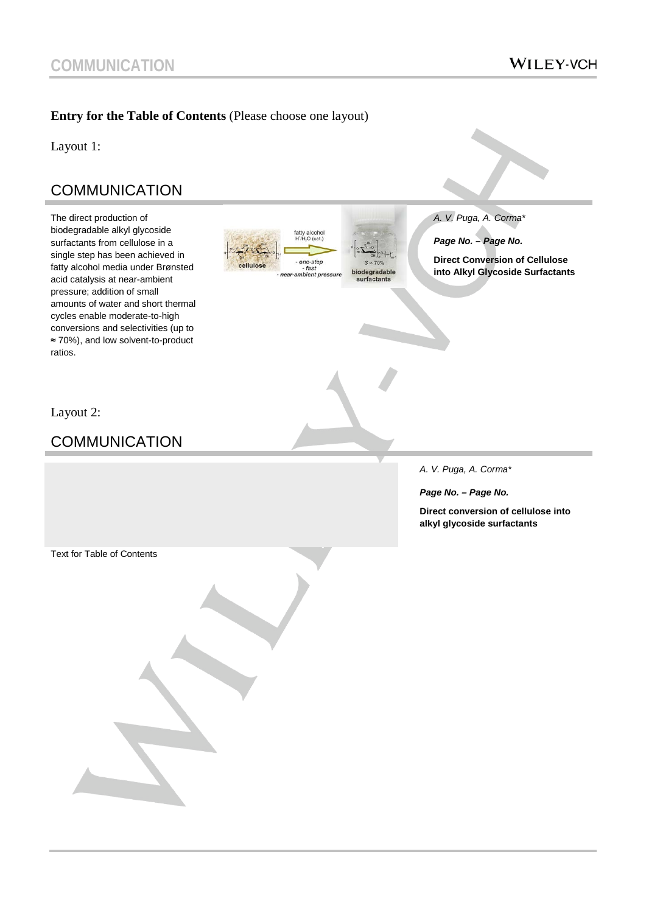**Entry for the Table of Contents** (Please choose one layout)

Layout 1:

# COMMUNICATION

The direct production of biodegradable alkyl glycoside surfactants from cellulose in a single step has been achieved in fatty alcohol media under Brønsted acid catalysis at near-ambient pressure; addition of small amounts of water and short thermal cycles enable moderate-to-high conversions and selectivities (up to ≈ 70%), and low solvent-to-product ratios.

cellulose

fatty alcohol
$H^+/H_2O$ (cat.)

- one-step
- fast
- near-ambient pressure

$S \approx 70\%$

biodegradable surfactants

*A. V. Puga, A. Corma**

***Page No. – Page No.***

**Direct Conversion of Cellulose into Alkyl Glycoside Surfactants**

Layout 2:

# COMMUNICATION

*A. V. Puga, A. Corma**

***Page No. – Page No.***

**Direct conversion of cellulose into alkyl glycoside surfactants**

Text for Table of Contents